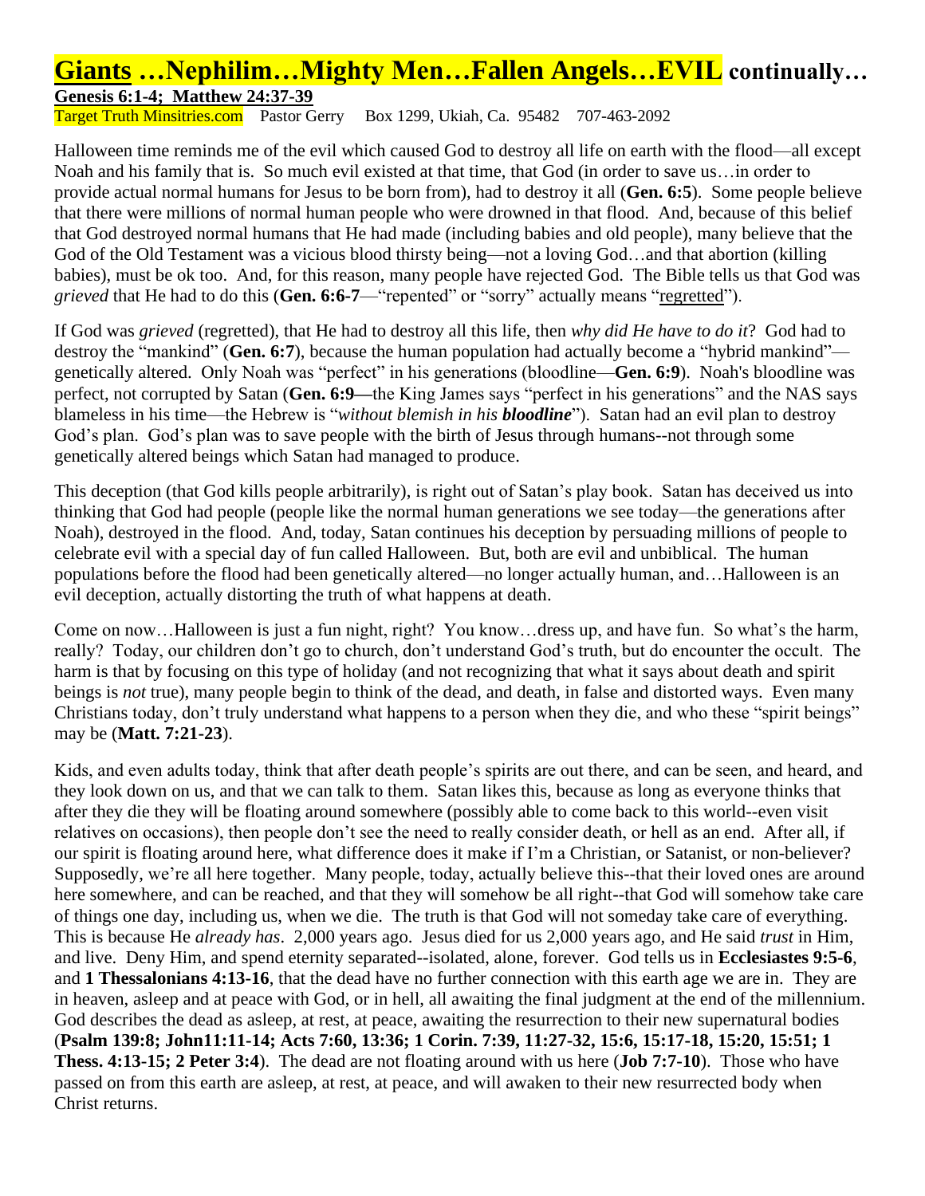# Giants …Nephilim…Mighty Men…Fallen Angels…EVIL continually…

**Genesis 6:1-4; Matthew 24:37-39**

Target Truth Minsitries.com Pastor Gerry Box 1299, Ukiah, Ca. 95482 707-463-2092

Halloween time reminds me of the evil which caused God to destroy all life on earth with the flood—all except Noah and his family that is. So much evil existed at that time, that God (in order to save us…in order to provide actual normal humans for Jesus to be born from), had to destroy it all (**Gen. 6:5**). Some people believe that there were millions of normal human people who were drowned in that flood. And, because of this belief that God destroyed normal humans that He had made (including babies and old people), many believe that the God of the Old Testament was a vicious blood thirsty being—not a loving God…and that abortion (killing babies), must be ok too. And, for this reason, many people have rejected God. The Bible tells us that God was *grieved* that He had to do this (**Gen. 6:6-7**—"repented" or "sorry" actually means "regretted").

If God was *grieved* (regretted), that He had to destroy all this life, then *why did He have to do it*? God had to destroy the "mankind" (**Gen. 6:7**), because the human population had actually become a "hybrid mankind"—genetically altered. Only Noah was "perfect" in his generations (bloodline—**Gen. 6:9**). Noah's bloodline was perfect, not corrupted by Satan (**Gen. 6:9—**the King James says "perfect in his generations" and the NAS says blameless in his time—the Hebrew is "*without blemish in his **bloodline***"). Satan had an evil plan to destroy God's plan. God's plan was to save people with the birth of Jesus through humans--not through some genetically altered beings which Satan had managed to produce.

This deception (that God kills people arbitrarily), is right out of Satan's play book. Satan has deceived us into thinking that God had people (people like the normal human generations we see today—the generations after Noah), destroyed in the flood. And, today, Satan continues his deception by persuading millions of people to celebrate evil with a special day of fun called Halloween. But, both are evil and unbiblical. The human populations before the flood had been genetically altered—no longer actually human, and…Halloween is an evil deception, actually distorting the truth of what happens at death.

Come on now…Halloween is just a fun night, right? You know…dress up, and have fun. So what's the harm, really? Today, our children don't go to church, don't understand God's truth, but do encounter the occult. The harm is that by focusing on this type of holiday (and not recognizing that what it says about death and spirit beings is *not* true), many people begin to think of the dead, and death, in false and distorted ways. Even many Christians today, don't truly understand what happens to a person when they die, and who these "spirit beings" may be (**Matt. 7:21-23**).

Kids, and even adults today, think that after death people's spirits are out there, and can be seen, and heard, and they look down on us, and that we can talk to them. Satan likes this, because as long as everyone thinks that after they die they will be floating around somewhere (possibly able to come back to this world--even visit relatives on occasions), then people don't see the need to really consider death, or hell as an end. After all, if our spirit is floating around here, what difference does it make if I'm a Christian, or Satanist, or non-believer? Supposedly, we're all here together. Many people, today, actually believe this--that their loved ones are around here somewhere, and can be reached, and that they will somehow be all right--that God will somehow take care of things one day, including us, when we die. The truth is that God will not someday take care of everything. This is because He *already has*. 2,000 years ago. Jesus died for us 2,000 years ago, and He said *trust* in Him, and live. Deny Him, and spend eternity separated--isolated, alone, forever. God tells us in **Ecclesiastes 9:5-6**, and **1 Thessalonians 4:13-16**, that the dead have no further connection with this earth age we are in. They are in heaven, asleep and at peace with God, or in hell, all awaiting the final judgment at the end of the millennium. God describes the dead as asleep, at rest, at peace, awaiting the resurrection to their new supernatural bodies (**Psalm 139:8; John11:11-14; Acts 7:60, 13:36; 1 Corin. 7:39, 11:27-32, 15:6, 15:17-18, 15:20, 15:51; 1 Thess. 4:13-15; 2 Peter 3:4**). The dead are not floating around with us here (**Job 7:7-10**). Those who have passed on from this earth are asleep, at rest, at peace, and will awaken to their new resurrected body when Christ returns.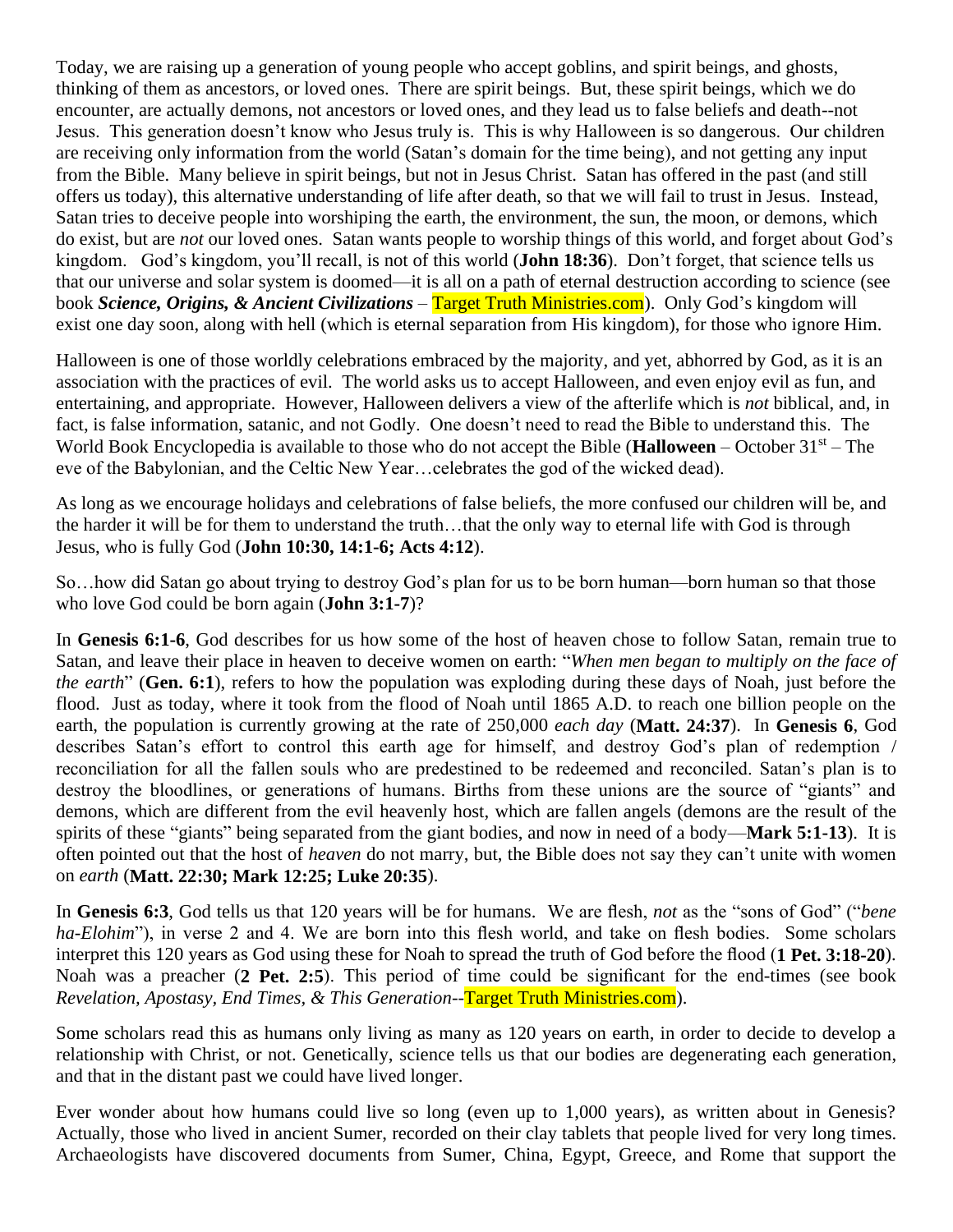Today, we are raising up a generation of young people who accept goblins, and spirit beings, and ghosts, thinking of them as ancestors, or loved ones. There are spirit beings. But, these spirit beings, which we do encounter, are actually demons, not ancestors or loved ones, and they lead us to false beliefs and death--not Jesus. This generation doesn't know who Jesus truly is. This is why Halloween is so dangerous. Our children are receiving only information from the world (Satan's domain for the time being), and not getting any input from the Bible. Many believe in spirit beings, but not in Jesus Christ. Satan has offered in the past (and still offers us today), this alternative understanding of life after death, so that we will fail to trust in Jesus. Instead, Satan tries to deceive people into worshiping the earth, the environment, the sun, the moon, or demons, which do exist, but are *not* our loved ones. Satan wants people to worship things of this world, and forget about God's kingdom. God's kingdom, you'll recall, is not of this world (**John 18:36**). Don't forget, that science tells us that our universe and solar system is doomed—it is all on a path of eternal destruction according to science (see book ***Science, Origins, & Ancient Civilizations*** – Target Truth Ministries.com). Only God's kingdom will exist one day soon, along with hell (which is eternal separation from His kingdom), for those who ignore Him.

Halloween is one of those worldly celebrations embraced by the majority, and yet, abhorred by God, as it is an association with the practices of evil. The world asks us to accept Halloween, and even enjoy evil as fun, and entertaining, and appropriate. However, Halloween delivers a view of the afterlife which is *not* biblical, and, in fact, is false information, satanic, and not Godly. One doesn't need to read the Bible to understand this. The World Book Encyclopedia is available to those who do not accept the Bible (**Halloween** – October 31st – The eve of the Babylonian, and the Celtic New Year…celebrates the god of the wicked dead).

As long as we encourage holidays and celebrations of false beliefs, the more confused our children will be, and the harder it will be for them to understand the truth…that the only way to eternal life with God is through Jesus, who is fully God (**John 10:30, 14:1-6; Acts 4:12**).

So…how did Satan go about trying to destroy God's plan for us to be born human—born human so that those who love God could be born again (**John 3:1-7**)?

In **Genesis 6:1-6**, God describes for us how some of the host of heaven chose to follow Satan, remain true to Satan, and leave their place in heaven to deceive women on earth: "*When men began to multiply on the face of the earth*" (**Gen. 6:1**), refers to how the population was exploding during these days of Noah, just before the flood. Just as today, where it took from the flood of Noah until 1865 A.D. to reach one billion people on the earth, the population is currently growing at the rate of 250,000 *each day* (**Matt. 24:37**). In **Genesis 6**, God describes Satan's effort to control this earth age for himself, and destroy God's plan of redemption / reconciliation for all the fallen souls who are predestined to be redeemed and reconciled. Satan's plan is to destroy the bloodlines, or generations of humans. Births from these unions are the source of "giants" and demons, which are different from the evil heavenly host, which are fallen angels (demons are the result of the spirits of these "giants" being separated from the giant bodies, and now in need of a body—**Mark 5:1-13**). It is often pointed out that the host of *heaven* do not marry, but, the Bible does not say they can't unite with women on *earth* (**Matt. 22:30; Mark 12:25; Luke 20:35**).

In **Genesis 6:3**, God tells us that 120 years will be for humans. We are flesh, *not* as the "sons of God" ("*bene ha-Elohim*"), in verse 2 and 4. We are born into this flesh world, and take on flesh bodies. Some scholars interpret this 120 years as God using these for Noah to spread the truth of God before the flood (**1 Pet. 3:18-20**). Noah was a preacher (**2 Pet. 2:5**). This period of time could be significant for the end-times (see book *Revelation, Apostasy, End Times, & This Generation*--Target Truth Ministries.com).

Some scholars read this as humans only living as many as 120 years on earth, in order to decide to develop a relationship with Christ, or not. Genetically, science tells us that our bodies are degenerating each generation, and that in the distant past we could have lived longer.

Ever wonder about how humans could live so long (even up to 1,000 years), as written about in Genesis? Actually, those who lived in ancient Sumer, recorded on their clay tablets that people lived for very long times. Archaeologists have discovered documents from Sumer, China, Egypt, Greece, and Rome that support the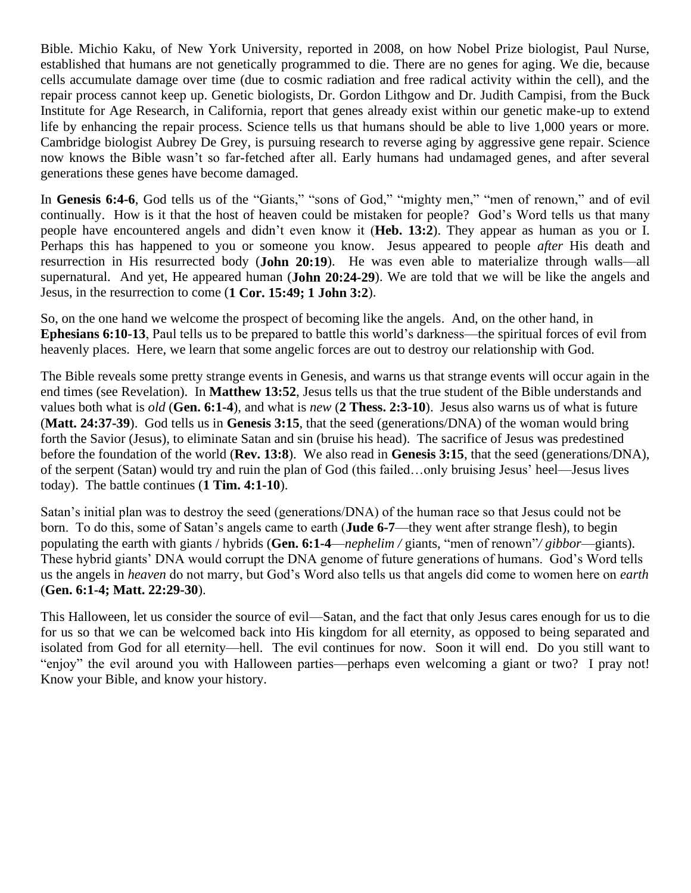Bible. Michio Kaku, of New York University, reported in 2008, on how Nobel Prize biologist, Paul Nurse, established that humans are not genetically programmed to die. There are no genes for aging. We die, because cells accumulate damage over time (due to cosmic radiation and free radical activity within the cell), and the repair process cannot keep up. Genetic biologists, Dr. Gordon Lithgow and Dr. Judith Campisi, from the Buck Institute for Age Research, in California, report that genes already exist within our genetic make-up to extend life by enhancing the repair process. Science tells us that humans should be able to live 1,000 years or more. Cambridge biologist Aubrey De Grey, is pursuing research to reverse aging by aggressive gene repair. Science now knows the Bible wasn't so far-fetched after all. Early humans had undamaged genes, and after several generations these genes have become damaged.

In **Genesis 6:4-6**, God tells us of the "Giants," "sons of God," "mighty men," "men of renown," and of evil continually. How is it that the host of heaven could be mistaken for people? God's Word tells us that many people have encountered angels and didn't even know it (**Heb. 13:2**). They appear as human as you or I. Perhaps this has happened to you or someone you know. Jesus appeared to people *after* His death and resurrection in His resurrected body (**John 20:19**). He was even able to materialize through walls—all supernatural. And yet, He appeared human (**John 20:24-29**). We are told that we will be like the angels and Jesus, in the resurrection to come (**1 Cor. 15:49; 1 John 3:2**).

So, on the one hand we welcome the prospect of becoming like the angels. And, on the other hand, in **Ephesians 6:10-13**, Paul tells us to be prepared to battle this world's darkness—the spiritual forces of evil from heavenly places. Here, we learn that some angelic forces are out to destroy our relationship with God.

The Bible reveals some pretty strange events in Genesis, and warns us that strange events will occur again in the end times (see Revelation). In **Matthew 13:52**, Jesus tells us that the true student of the Bible understands and values both what is *old* (**Gen. 6:1-4**), and what is *new* (**2 Thess. 2:3-10**). Jesus also warns us of what is future (**Matt. 24:37-39**). God tells us in **Genesis 3:15**, that the seed (generations/DNA) of the woman would bring forth the Savior (Jesus), to eliminate Satan and sin (bruise his head). The sacrifice of Jesus was predestined before the foundation of the world (**Rev. 13:8**). We also read in **Genesis 3:15**, that the seed (generations/DNA), of the serpent (Satan) would try and ruin the plan of God (this failed…only bruising Jesus' heel—Jesus lives today). The battle continues (**1 Tim. 4:1-10**).

Satan's initial plan was to destroy the seed (generations/DNA) of the human race so that Jesus could not be born. To do this, some of Satan's angels came to earth (**Jude 6-7**—they went after strange flesh), to begin populating the earth with giants / hybrids (**Gen. 6:1-4**—*nephelim /* giants, "men of renown"*/ gibbor*—giants). These hybrid giants' DNA would corrupt the DNA genome of future generations of humans. God's Word tells us the angels in *heaven* do not marry, but God's Word also tells us that angels did come to women here on *earth* (**Gen. 6:1-4; Matt. 22:29-30**).

This Halloween, let us consider the source of evil—Satan, and the fact that only Jesus cares enough for us to die for us so that we can be welcomed back into His kingdom for all eternity, as opposed to being separated and isolated from God for all eternity—hell. The evil continues for now. Soon it will end. Do you still want to "enjoy" the evil around you with Halloween parties—perhaps even welcoming a giant or two? I pray not! Know your Bible, and know your history.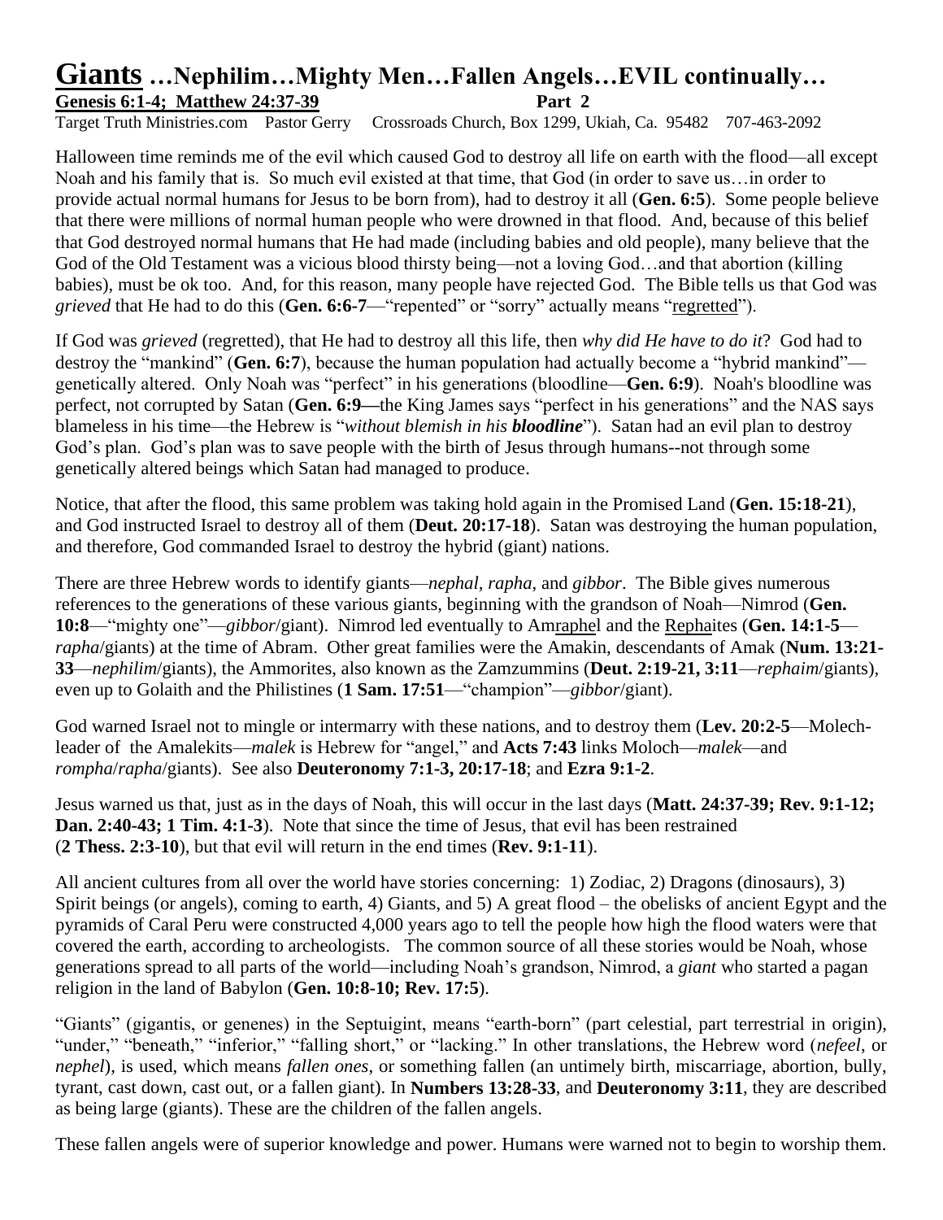# **Giants** …Nephilim…Mighty Men…Fallen Angels…EVIL continually…

**Genesis 6:1-4; Matthew 24:37-39** **Part 2**

Target Truth Ministries.com Pastor Gerry Crossroads Church, Box 1299, Ukiah, Ca. 95482 707-463-2092

Halloween time reminds me of the evil which caused God to destroy all life on earth with the flood—all except Noah and his family that is. So much evil existed at that time, that God (in order to save us…in order to provide actual normal humans for Jesus to be born from), had to destroy it all (**Gen. 6:5**). Some people believe that there were millions of normal human people who were drowned in that flood. And, because of this belief that God destroyed normal humans that He had made (including babies and old people), many believe that the God of the Old Testament was a vicious blood thirsty being—not a loving God…and that abortion (killing babies), must be ok too. And, for this reason, many people have rejected God. The Bible tells us that God was *grieved* that He had to do this (**Gen. 6:6-7**—"repented" or "sorry" actually means "regretted").

If God was *grieved* (regretted), that He had to destroy all this life, then *why did He have to do it*? God had to destroy the "mankind" (**Gen. 6:7**), because the human population had actually become a "hybrid mankind"—genetically altered. Only Noah was "perfect" in his generations (bloodline—**Gen. 6:9**). Noah's bloodline was perfect, not corrupted by Satan (**Gen. 6:9—**the King James says "perfect in his generations" and the NAS says blameless in his time—the Hebrew is "*without blemish in his **bloodline***"). Satan had an evil plan to destroy God's plan. God's plan was to save people with the birth of Jesus through humans--not through some genetically altered beings which Satan had managed to produce.

Notice, that after the flood, this same problem was taking hold again in the Promised Land (**Gen. 15:18-21**), and God instructed Israel to destroy all of them (**Deut. 20:17-18**). Satan was destroying the human population, and therefore, God commanded Israel to destroy the hybrid (giant) nations.

There are three Hebrew words to identify giants—*nephal, rapha*, and *gibbor*. The Bible gives numerous references to the generations of these various giants, beginning with the grandson of Noah—Nimrod (**Gen. 10:8**—"mighty one"—*gibbor*/giant). Nimrod led eventually to Amraphel and the Rephaites (**Gen. 14:1-5**—*rapha*/giants) at the time of Abram. Other great families were the Amakin, descendants of Amak (**Num. 13:21-33**—*nephilim*/giants), the Ammorites, also known as the Zamzummins (**Deut. 2:19-21, 3:11**—*rephaim*/giants), even up to Golaith and the Philistines (**1 Sam. 17:51**—"champion"—*gibbor*/giant).

God warned Israel not to mingle or intermarry with these nations, and to destroy them (**Lev. 20:2-5**—Molech-leader of the Amalekits—*malek* is Hebrew for "angel," and **Acts 7:43** links Moloch—*malek*—and *rompha*/*rapha*/giants). See also **Deuteronomy 7:1-3, 20:17-18**; and **Ezra 9:1-2**.

Jesus warned us that, just as in the days of Noah, this will occur in the last days (**Matt. 24:37-39; Rev. 9:1-12; Dan. 2:40-43; 1 Tim. 4:1-3**). Note that since the time of Jesus, that evil has been restrained (**2 Thess. 2:3-10**), but that evil will return in the end times (**Rev. 9:1-11**).

All ancient cultures from all over the world have stories concerning: 1) Zodiac, 2) Dragons (dinosaurs), 3) Spirit beings (or angels), coming to earth, 4) Giants, and 5) A great flood – the obelisks of ancient Egypt and the pyramids of Caral Peru were constructed 4,000 years ago to tell the people how high the flood waters were that covered the earth, according to archeologists. The common source of all these stories would be Noah, whose generations spread to all parts of the world—including Noah's grandson, Nimrod, a *giant* who started a pagan religion in the land of Babylon (**Gen. 10:8-10; Rev. 17:5**).

"Giants" (gigantis, or genenes) in the Septuigint, means "earth-born" (part celestial, part terrestrial in origin), "under," "beneath," "inferior," "falling short," or "lacking." In other translations, the Hebrew word (*nefeel*, or *nephel*), is used, which means *fallen ones*, or something fallen (an untimely birth, miscarriage, abortion, bully, tyrant, cast down, cast out, or a fallen giant). In **Numbers 13:28-33**, and **Deuteronomy 3:11**, they are described as being large (giants). These are the children of the fallen angels.

These fallen angels were of superior knowledge and power. Humans were warned not to begin to worship them.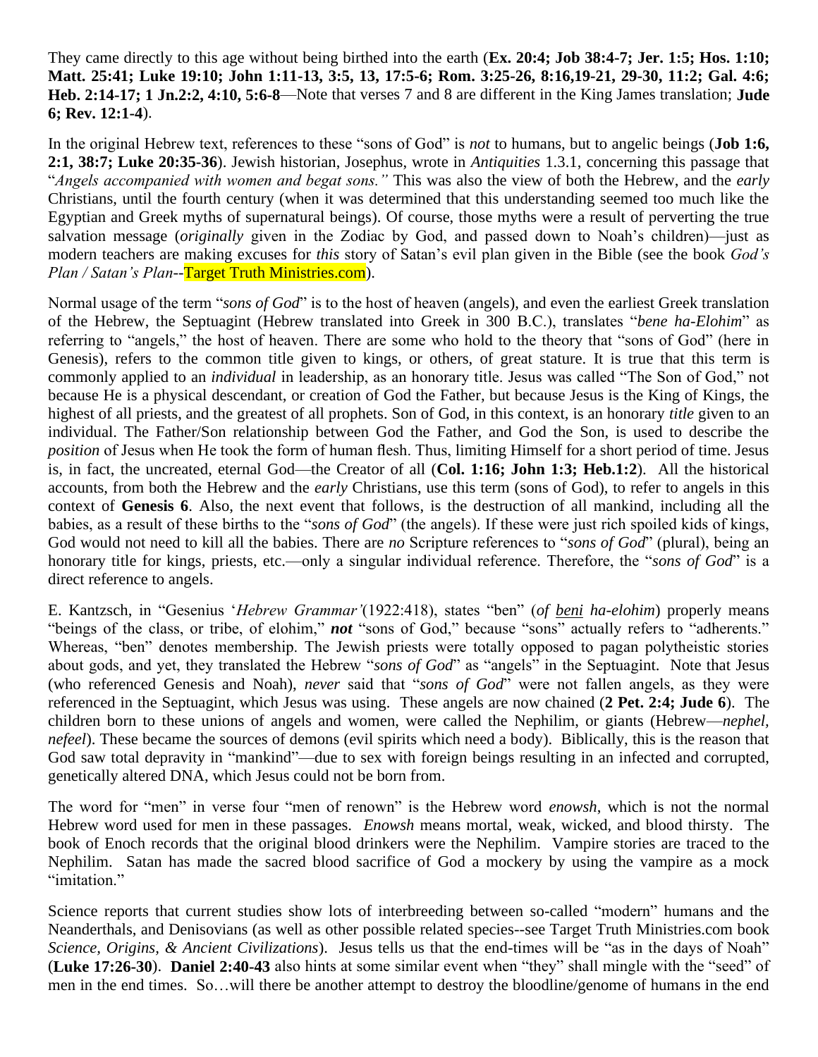They came directly to this age without being birthed into the earth (**Ex. 20:4; Job 38:4-7; Jer. 1:5; Hos. 1:10; Matt. 25:41; Luke 19:10; John 1:11-13, 3:5, 13, 17:5-6; Rom. 3:25-26, 8:16,19-21, 29-30, 11:2; Gal. 4:6; Heb. 2:14-17; 1 Jn.2:2, 4:10, 5:6-8**—Note that verses 7 and 8 are different in the King James translation; **Jude 6; Rev. 12:1-4**).

In the original Hebrew text, references to these "sons of God" is *not* to humans, but to angelic beings (**Job 1:6, 2:1, 38:7; Luke 20:35-36**). Jewish historian, Josephus, wrote in *Antiquities* 1.3.1, concerning this passage that "*Angels accompanied with women and begat sons."* This was also the view of both the Hebrew, and the *early* Christians, until the fourth century (when it was determined that this understanding seemed too much like the Egyptian and Greek myths of supernatural beings). Of course, those myths were a result of perverting the true salvation message (*originally* given in the Zodiac by God, and passed down to Noah's children)—just as modern teachers are making excuses for *this* story of Satan's evil plan given in the Bible (see the book *God's Plan / Satan's Plan*--Target Truth Ministries.com).

Normal usage of the term "*sons of God*" is to the host of heaven (angels), and even the earliest Greek translation of the Hebrew, the Septuagint (Hebrew translated into Greek in 300 B.C.), translates "*bene ha-Elohim*" as referring to "angels," the host of heaven. There are some who hold to the theory that "sons of God" (here in Genesis), refers to the common title given to kings, or others, of great stature. It is true that this term is commonly applied to an *individual* in leadership, as an honorary title. Jesus was called "The Son of God," not because He is a physical descendant, or creation of God the Father, but because Jesus is the King of Kings, the highest of all priests, and the greatest of all prophets. Son of God, in this context, is an honorary *title* given to an individual. The Father/Son relationship between God the Father, and God the Son, is used to describe the *position* of Jesus when He took the form of human flesh. Thus, limiting Himself for a short period of time. Jesus is, in fact, the uncreated, eternal God—the Creator of all (**Col. 1:16; John 1:3; Heb.1:2**). All the historical accounts, from both the Hebrew and the *early* Christians, use this term (sons of God), to refer to angels in this context of **Genesis 6**. Also, the next event that follows, is the destruction of all mankind, including all the babies, as a result of these births to the "*sons of God*" (the angels). If these were just rich spoiled kids of kings, God would not need to kill all the babies. There are *no* Scripture references to "*sons of God*" (plural), being an honorary title for kings, priests, etc.—only a singular individual reference. Therefore, the "*sons of God*" is a direct reference to angels.

E. Kantzsch, in "Gesenius '*Hebrew Grammar'*(1922:418), states "ben" (*of beni ha-elohim*) properly means "beings of the class, or tribe, of elohim," ***not*** "sons of God," because "sons" actually refers to "adherents." Whereas, "ben" denotes membership. The Jewish priests were totally opposed to pagan polytheistic stories about gods, and yet, they translated the Hebrew "*sons of God*" as "angels" in the Septuagint. Note that Jesus (who referenced Genesis and Noah), *never* said that "*sons of God*" were not fallen angels, as they were referenced in the Septuagint, which Jesus was using. These angels are now chained (**2 Pet. 2:4; Jude 6**). The children born to these unions of angels and women, were called the Nephilim, or giants (Hebrew—*nephel, nefeel*). These became the sources of demons (evil spirits which need a body). Biblically, this is the reason that God saw total depravity in "mankind"—due to sex with foreign beings resulting in an infected and corrupted, genetically altered DNA, which Jesus could not be born from.

The word for "men" in verse four "men of renown" is the Hebrew word *enowsh*, which is not the normal Hebrew word used for men in these passages. *Enowsh* means mortal, weak, wicked, and blood thirsty. The book of Enoch records that the original blood drinkers were the Nephilim. Vampire stories are traced to the Nephilim. Satan has made the sacred blood sacrifice of God a mockery by using the vampire as a mock "imitation."

Science reports that current studies show lots of interbreeding between so-called "modern" humans and the Neanderthals, and Denisovians (as well as other possible related species--see Target Truth Ministries.com book *Science, Origins, & Ancient Civilizations*). Jesus tells us that the end-times will be "as in the days of Noah" (**Luke 17:26-30**). **Daniel 2:40-43** also hints at some similar event when "they" shall mingle with the "seed" of men in the end times. So…will there be another attempt to destroy the bloodline/genome of humans in the end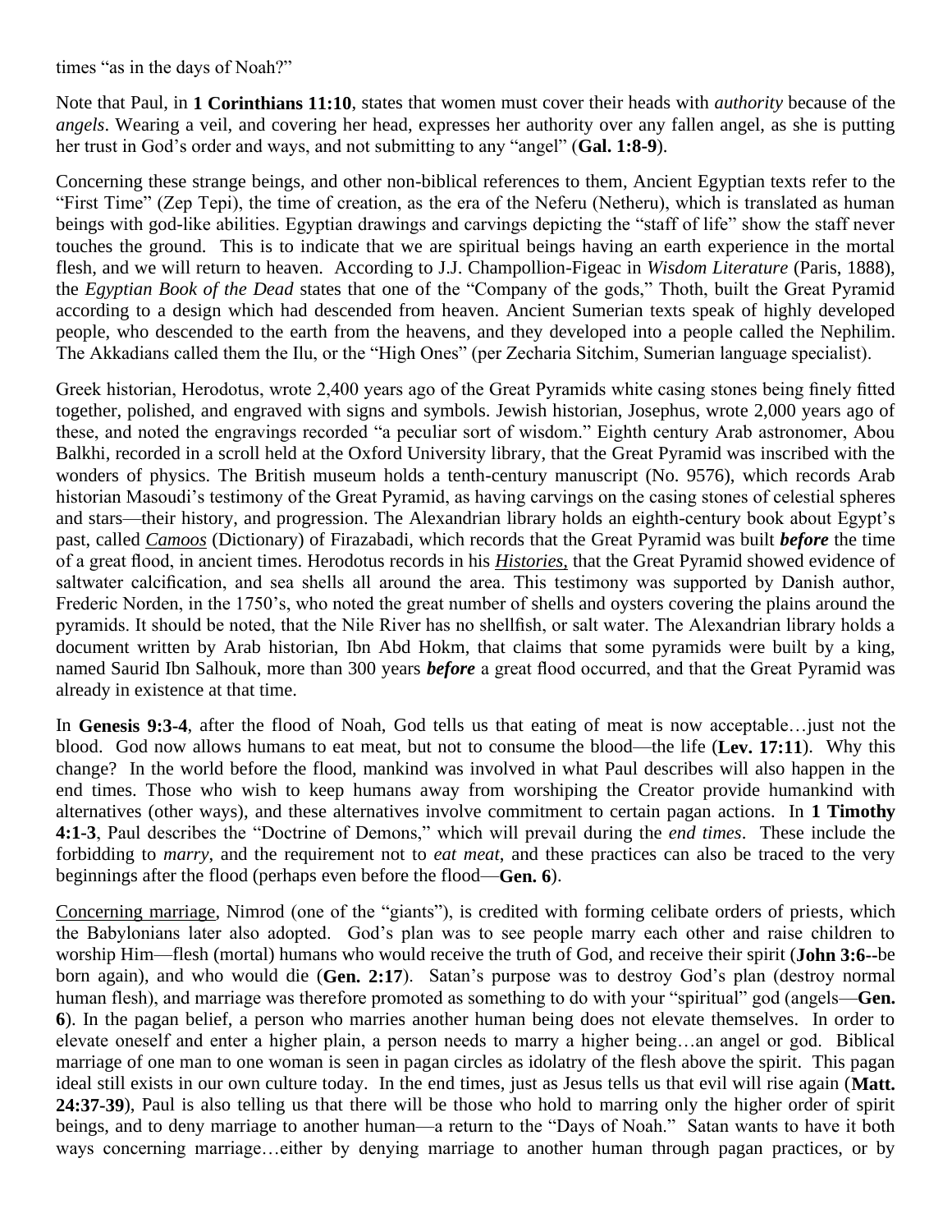times "as in the days of Noah?"

Note that Paul, in **1 Corinthians 11:10**, states that women must cover their heads with *authority* because of the *angels*. Wearing a veil, and covering her head, expresses her authority over any fallen angel, as she is putting her trust in God's order and ways, and not submitting to any "angel" (**Gal. 1:8-9**).

Concerning these strange beings, and other non-biblical references to them, Ancient Egyptian texts refer to the "First Time" (Zep Tepi), the time of creation, as the era of the Neferu (Netheru), which is translated as human beings with god-like abilities. Egyptian drawings and carvings depicting the "staff of life" show the staff never touches the ground. This is to indicate that we are spiritual beings having an earth experience in the mortal flesh, and we will return to heaven. According to J.J. Champollion-Figeac in *Wisdom Literature* (Paris, 1888), the *Egyptian Book of the Dead* states that one of the "Company of the gods," Thoth, built the Great Pyramid according to a design which had descended from heaven. Ancient Sumerian texts speak of highly developed people, who descended to the earth from the heavens, and they developed into a people called the Nephilim. The Akkadians called them the Ilu, or the "High Ones" (per Zecharia Sitchim, Sumerian language specialist).

Greek historian, Herodotus, wrote 2,400 years ago of the Great Pyramids white casing stones being finely fitted together, polished, and engraved with signs and symbols. Jewish historian, Josephus, wrote 2,000 years ago of these, and noted the engravings recorded "a peculiar sort of wisdom." Eighth century Arab astronomer, Abou Balkhi, recorded in a scroll held at the Oxford University library, that the Great Pyramid was inscribed with the wonders of physics. The British museum holds a tenth-century manuscript (No. 9576), which records Arab historian Masoudi's testimony of the Great Pyramid, as having carvings on the casing stones of celestial spheres and stars—their history, and progression. The Alexandrian library holds an eighth-century book about Egypt's past, called <u>*Camoos*</u> (Dictionary) of Firazabadi, which records that the Great Pyramid was built ***before*** the time of a great flood, in ancient times. Herodotus records in his <u>*Histories,*</u> that the Great Pyramid showed evidence of saltwater calcification, and sea shells all around the area. This testimony was supported by Danish author, Frederic Norden, in the 1750's, who noted the great number of shells and oysters covering the plains around the pyramids. It should be noted, that the Nile River has no shellfish, or salt water. The Alexandrian library holds a document written by Arab historian, Ibn Abd Hokm, that claims that some pyramids were built by a king, named Saurid Ibn Salhouk, more than 300 years ***before*** a great flood occurred, and that the Great Pyramid was already in existence at that time.

In **Genesis 9:3-4**, after the flood of Noah, God tells us that eating of meat is now acceptable…just not the blood. God now allows humans to eat meat, but not to consume the blood—the life (**Lev. 17:11**). Why this change? In the world before the flood, mankind was involved in what Paul describes will also happen in the end times. Those who wish to keep humans away from worshiping the Creator provide humankind with alternatives (other ways), and these alternatives involve commitment to certain pagan actions. In **1 Timothy 4:1-3**, Paul describes the "Doctrine of Demons," which will prevail during the *end times*. These include the forbidding to *marry*, and the requirement not to *eat meat*, and these practices can also be traced to the very beginnings after the flood (perhaps even before the flood—**Gen. 6**).

<u>Concerning marriage</u>, Nimrod (one of the "giants"), is credited with forming celibate orders of priests, which the Babylonians later also adopted. God's plan was to see people marry each other and raise children to worship Him—flesh (mortal) humans who would receive the truth of God, and receive their spirit (**John 3:6--**be born again), and who would die (**Gen. 2:17**). Satan's purpose was to destroy God's plan (destroy normal human flesh), and marriage was therefore promoted as something to do with your "spiritual" god (angels—**Gen. 6**). In the pagan belief, a person who marries another human being does not elevate themselves. In order to elevate oneself and enter a higher plain, a person needs to marry a higher being…an angel or god. Biblical marriage of one man to one woman is seen in pagan circles as idolatry of the flesh above the spirit. This pagan ideal still exists in our own culture today. In the end times, just as Jesus tells us that evil will rise again (**Matt. 24:37-39**), Paul is also telling us that there will be those who hold to marring only the higher order of spirit beings, and to deny marriage to another human—a return to the "Days of Noah." Satan wants to have it both ways concerning marriage…either by denying marriage to another human through pagan practices, or by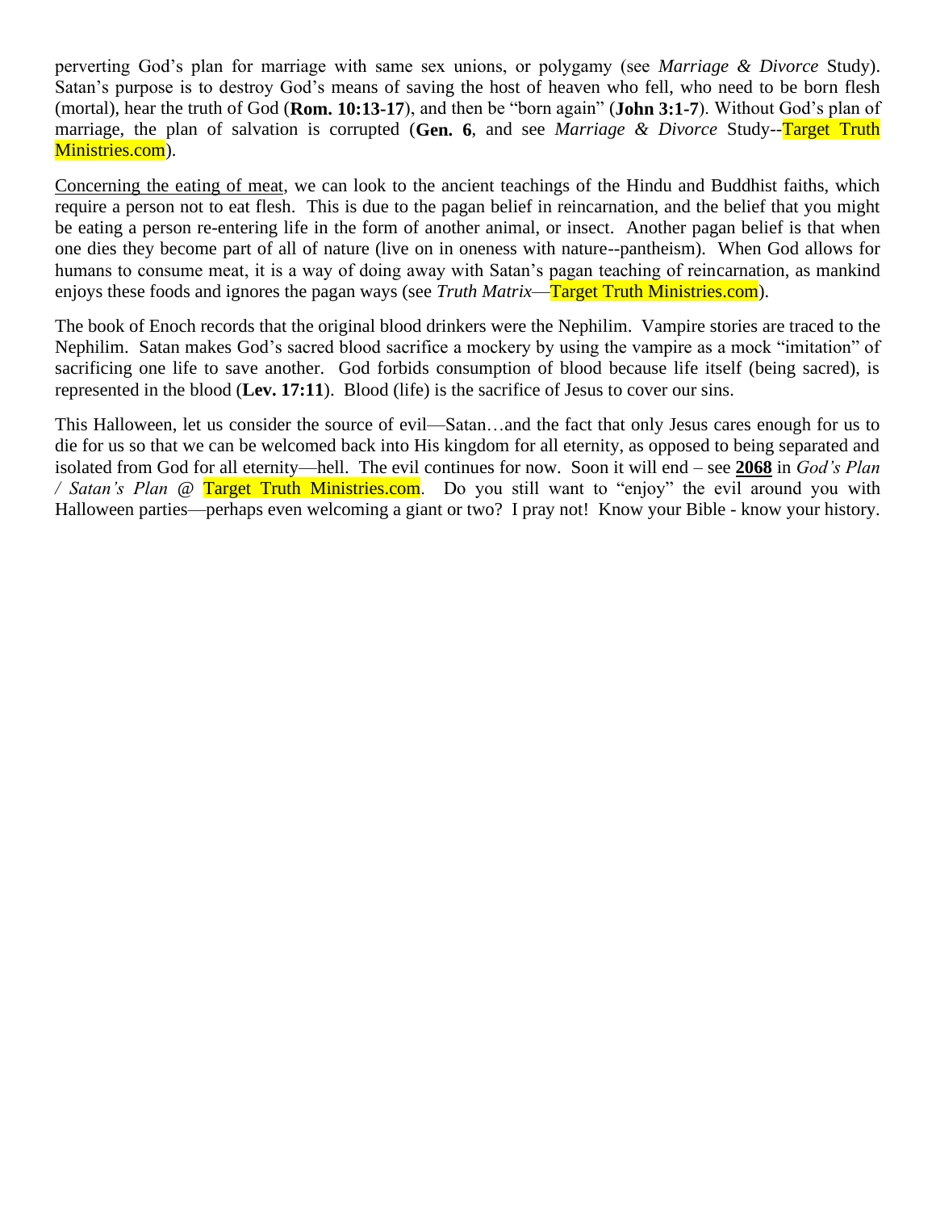perverting God's plan for marriage with same sex unions, or polygamy (see *Marriage & Divorce* Study). Satan's purpose is to destroy God's means of saving the host of heaven who fell, who need to be born flesh (mortal), hear the truth of God (**Rom. 10:13-17**), and then be "born again" (**John 3:1-7**). Without God's plan of marriage, the plan of salvation is corrupted (**Gen. 6**, and see *Marriage & Divorce* Study--Target Truth Ministries.com).

Concerning the eating of meat, we can look to the ancient teachings of the Hindu and Buddhist faiths, which require a person not to eat flesh. This is due to the pagan belief in reincarnation, and the belief that you might be eating a person re-entering life in the form of another animal, or insect. Another pagan belief is that when one dies they become part of all of nature (live on in oneness with nature--pantheism). When God allows for humans to consume meat, it is a way of doing away with Satan's pagan teaching of reincarnation, as mankind enjoys these foods and ignores the pagan ways (see *Truth Matrix*—Target Truth Ministries.com).

The book of Enoch records that the original blood drinkers were the Nephilim. Vampire stories are traced to the Nephilim. Satan makes God's sacred blood sacrifice a mockery by using the vampire as a mock "imitation" of sacrificing one life to save another. God forbids consumption of blood because life itself (being sacred), is represented in the blood (**Lev. 17:11**). Blood (life) is the sacrifice of Jesus to cover our sins.

This Halloween, let us consider the source of evil—Satan…and the fact that only Jesus cares enough for us to die for us so that we can be welcomed back into His kingdom for all eternity, as opposed to being separated and isolated from God for all eternity—hell. The evil continues for now. Soon it will end – see **2068** in *God's Plan / Satan's Plan* @ Target Truth Ministries.com. Do you still want to "enjoy" the evil around you with Halloween parties—perhaps even welcoming a giant or two? I pray not! Know your Bible - know your history.